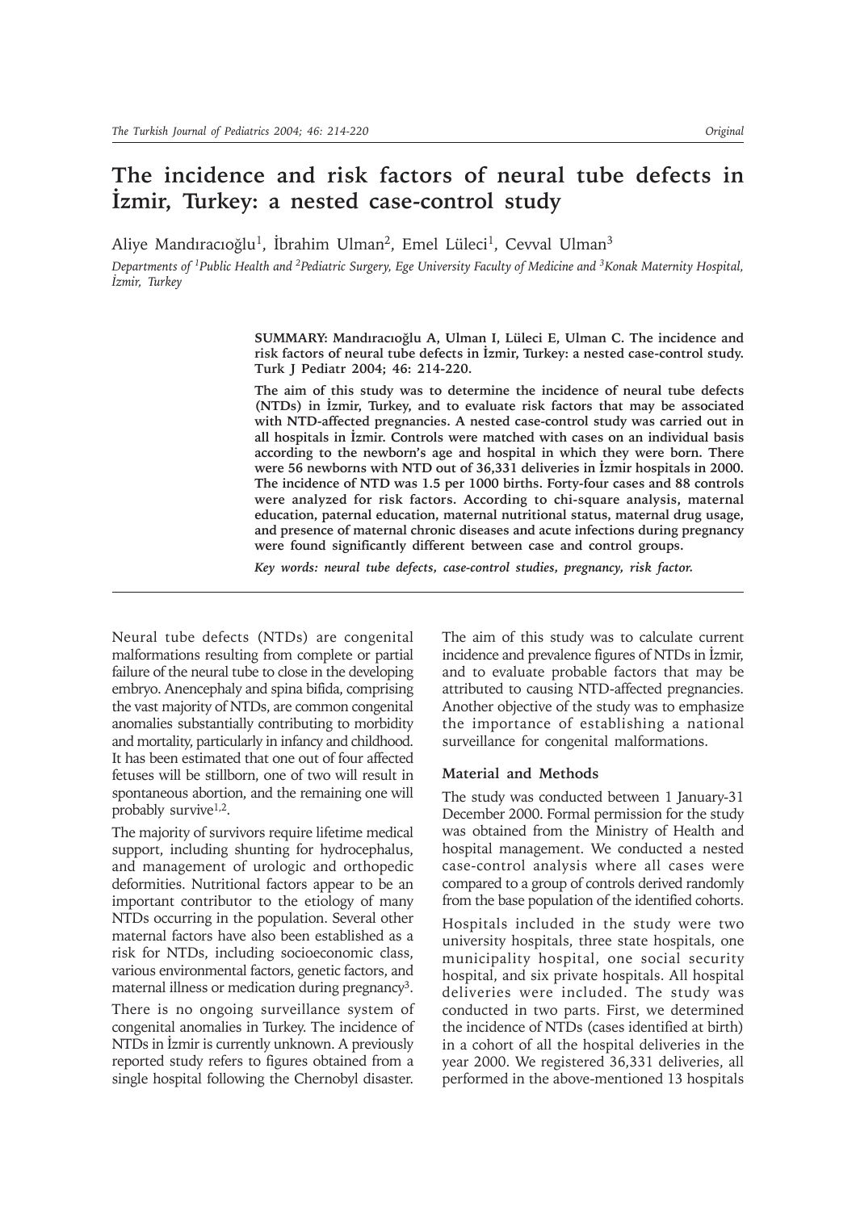# The incidence and risk factors of neural tube defects in İzmir, Turkey: a nested case-control study

Aliye Mandıracıoğlu[1], İbrahim Ulman[2], Emel Lüleci[1], Cevval Ulman[3]

*Departments of [1]Public Health and [2]Pediatric Surgery, Ege University Faculty of Medicine and [3]Konak Maternity Hospital, İzmir, Turkey*

**SUMMARY: Mandıracıoğlu A, Ulman I, Lüleci E, Ulman C. The incidence and risk factors of neural tube defects in İzmir, Turkey: a nested case-control study. Turk J Pediatr 2004; 46: 214-220.**

**The aim of this study was to determine the incidence of neural tube defects (NTDs) in İzmir, Turkey, and to evaluate risk factors that may be associated with NTD-affected pregnancies. A nested case-control study was carried out in all hospitals in İzmir. Controls were matched with cases on an individual basis according to the newborn's age and hospital in which they were born. There were 56 newborns with NTD out of 36,331 deliveries in İzmir hospitals in 2000. The incidence of NTD was 1.5 per 1000 births. Forty-four cases and 88 controls were analyzed for risk factors. According to chi-square analysis, maternal education, paternal education, maternal nutritional status, maternal drug usage, and presence of maternal chronic diseases and acute infections during pregnancy were found significantly different between case and control groups.**

***Key words: neural tube defects, case-control studies, pregnancy, risk factor.***

---

Neural tube defects (NTDs) are congenital malformations resulting from complete or partial failure of the neural tube to close in the developing embryo. Anencephaly and spina bifida, comprising the vast majority of NTDs, are common congenital anomalies substantially contributing to morbidity and mortality, particularly in infancy and childhood. It has been estimated that one out of four affected fetuses will be stillborn, one of two will result in spontaneous abortion, and the remaining one will probably survive[1,2].

The majority of survivors require lifetime medical support, including shunting for hydrocephalus, and management of urologic and orthopedic deformities. Nutritional factors appear to be an important contributor to the etiology of many NTDs occurring in the population. Several other maternal factors have also been established as a risk for NTDs, including socioeconomic class, various environmental factors, genetic factors, and maternal illness or medication during pregnancy[3].

There is no ongoing surveillance system of congenital anomalies in Turkey. The incidence of NTDs in İzmir is currently unknown. A previously reported study refers to figures obtained from a single hospital following the Chernobyl disaster.

The aim of this study was to calculate current incidence and prevalence figures of NTDs in İzmir, and to evaluate probable factors that may be attributed to causing NTD-affected pregnancies. Another objective of the study was to emphasize the importance of establishing a national surveillance for congenital malformations.

## Material and Methods

The study was conducted between 1 January-31 December 2000. Formal permission for the study was obtained from the Ministry of Health and hospital management. We conducted a nested case-control analysis where all cases were compared to a group of controls derived randomly from the base population of the identified cohorts.

Hospitals included in the study were two university hospitals, three state hospitals, one municipality hospital, one social security hospital, and six private hospitals. All hospital deliveries were included. The study was conducted in two parts. First, we determined the incidence of NTDs (cases identified at birth) in a cohort of all the hospital deliveries in the year 2000. We registered 36,331 deliveries, all performed in the above-mentioned 13 hospitals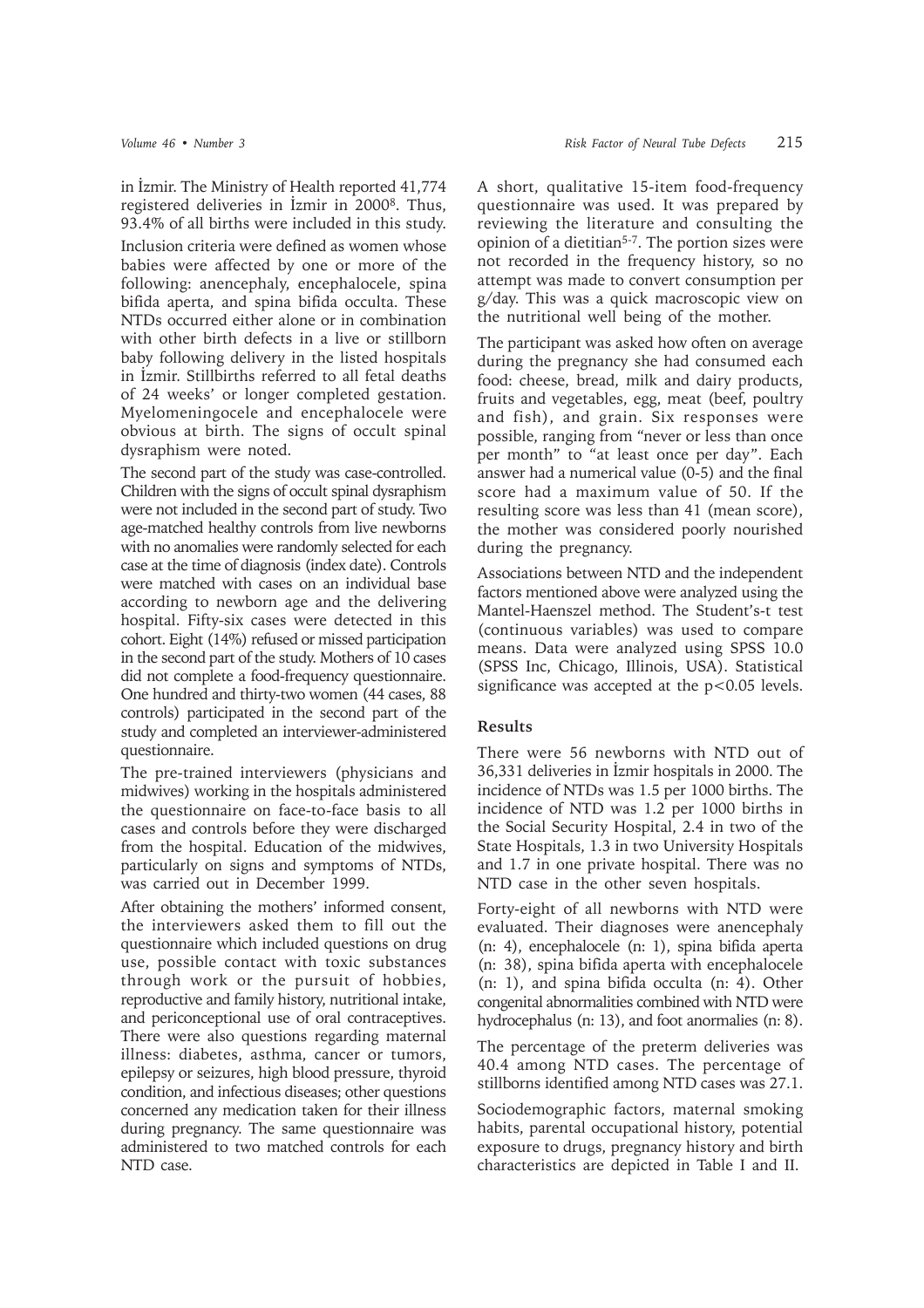in İzmir. The Ministry of Health reported 41,774 registered deliveries in İzmir in 2000[8]. Thus, 93.4% of all births were included in this study.

Inclusion criteria were defined as women whose babies were affected by one or more of the following: anencephaly, encephalocele, spina bifida aperta, and spina bifida occulta. These NTDs occurred either alone or in combination with other birth defects in a live or stillborn baby following delivery in the listed hospitals in İzmir. Stillbirths referred to all fetal deaths of 24 weeks' or longer completed gestation. Myelomeningocele and encephalocele were obvious at birth. The signs of occult spinal dysraphism were noted.

The second part of the study was case-controlled. Children with the signs of occult spinal dysraphism were not included in the second part of study. Two age-matched healthy controls from live newborns with no anomalies were randomly selected for each case at the time of diagnosis (index date). Controls were matched with cases on an individual base according to newborn age and the delivering hospital. Fifty-six cases were detected in this cohort. Eight (14%) refused or missed participation in the second part of the study. Mothers of 10 cases did not complete a food-frequency questionnaire. One hundred and thirty-two women (44 cases, 88 controls) participated in the second part of the study and completed an interviewer-administered questionnaire.

The pre-trained interviewers (physicians and midwives) working in the hospitals administered the questionnaire on face-to-face basis to all cases and controls before they were discharged from the hospital. Education of the midwives, particularly on signs and symptoms of NTDs, was carried out in December 1999.

After obtaining the mothers' informed consent, the interviewers asked them to fill out the questionnaire which included questions on drug use, possible contact with toxic substances through work or the pursuit of hobbies, reproductive and family history, nutritional intake, and periconceptional use of oral contraceptives. There were also questions regarding maternal illness: diabetes, asthma, cancer or tumors, epilepsy or seizures, high blood pressure, thyroid condition, and infectious diseases; other questions concerned any medication taken for their illness during pregnancy. The same questionnaire was administered to two matched controls for each NTD case.

A short, qualitative 15-item food-frequency questionnaire was used. It was prepared by reviewing the literature and consulting the opinion of a dietitian[5-7]. The portion sizes were not recorded in the frequency history, so no attempt was made to convert consumption per g/day. This was a quick macroscopic view on the nutritional well being of the mother.

The participant was asked how often on average during the pregnancy she had consumed each food: cheese, bread, milk and dairy products, fruits and vegetables, egg, meat (beef, poultry and fish), and grain. Six responses were possible, ranging from "never or less than once per month" to "at least once per day". Each answer had a numerical value (0-5) and the final score had a maximum value of 50. If the resulting score was less than 41 (mean score), the mother was considered poorly nourished during the pregnancy.

Associations between NTD and the independent factors mentioned above were analyzed using the Mantel-Haenszel method. The Student's-t test (continuous variables) was used to compare means. Data were analyzed using SPSS 10.0 (SPSS Inc, Chicago, Illinois, USA). Statistical significance was accepted at the $p<0.05$ levels.

## Results

There were 56 newborns with NTD out of 36,331 deliveries in İzmir hospitals in 2000. The incidence of NTDs was 1.5 per 1000 births. The incidence of NTD was 1.2 per 1000 births in the Social Security Hospital, 2.4 in two of the State Hospitals, 1.3 in two University Hospitals and 1.7 in one private hospital. There was no NTD case in the other seven hospitals.

Forty-eight of all newborns with NTD were evaluated. Their diagnoses were anencephaly (n: 4), encephalocele (n: 1), spina bifida aperta (n: 38), spina bifida aperta with encephalocele (n: 1), and spina bifida occulta (n: 4). Other congenital abnormalities combined with NTD were hydrocephalus (n: 13), and foot anormalies (n: 8).

The percentage of the preterm deliveries was 40.4 among NTD cases. The percentage of stillborns identified among NTD cases was 27.1.

Sociodemographic factors, maternal smoking habits, parental occupational history, potential exposure to drugs, pregnancy history and birth characteristics are depicted in Table I and II.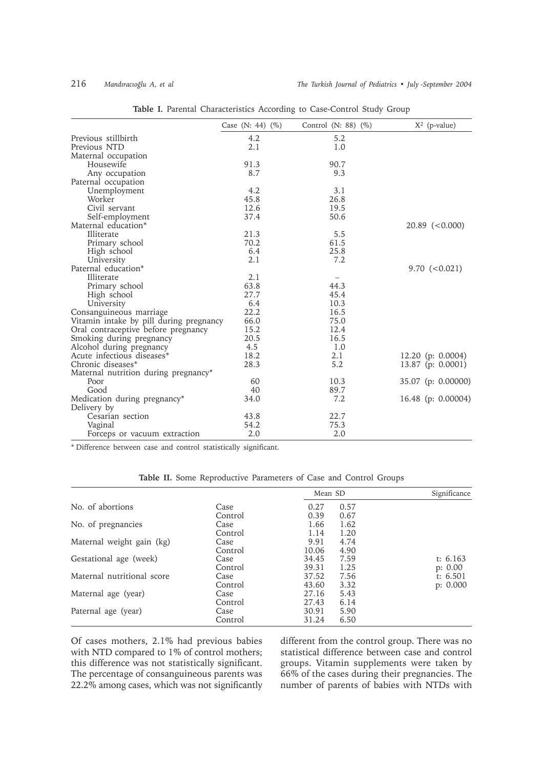**Table I.** Parental Characteristics According to Case-Control Study Group

| | Case (N: 44) (%) | Control (N: 88) (%) | $X^2$ (p-value) |
|---|---|---|---|
| Previous stillbirth | 4.2 | 5.2 | |
| Previous NTD | 2.1 | 1.0 | |
| Maternal occupation | | | |
| Housewife | 91.3 | 90.7 | |
| Any occupation | 8.7 | 9.3 | |
| Paternal occupation | | | |
| Unemployment | 4.2 | 3.1 | |
| Worker | 45.8 | 26.8 | |
| Civil servant | 12.6 | 19.5 | |
| Self-employment | 37.4 | 50.6 | |
| Maternal education* | | | 20.89 (<0.000) |
| Illiterate | 21.3 | 5.5 | |
| Primary school | 70.2 | 61.5 | |
| High school | 6.4 | 25.8 | |
| University | 2.1 | 7.2 | |
| Paternal education* | | | 9.70 (<0.021) |
| Illiterate | 2.1 | – | |
| Primary school | 63.8 | 44.3 | |
| High school | 27.7 | 45.4 | |
| University | 6.4 | 10.3 | |
| Consanguineous marriage | 22.2 | 16.5 | |
| Vitamin intake by pill during pregnancy | 66.0 | 75.0 | |
| Oral contraceptive before pregnancy | 15.2 | 12.4 | |
| Smoking during pregnancy | 20.5 | 16.5 | |
| Alcohol during pregnancy | 4.5 | 1.0 | |
| Acute infectious diseases* | 18.2 | 2.1 | 12.20 (p: 0.0004) |
| Chronic diseases* | 28.3 | 5.2 | 13.87 (p: 0.0001) |
| Maternal nutrition during pregnancy* | | | 35.07 (p: 0.00000) |
| Poor | 60 | 10.3 | |
| Good | 40 | 89.7 | |
| Medication during pregnancy* | 34.0 | 7.2 | 16.48 (p: 0.00004) |
| Delivery by | | | |
| Cesarian section | 43.8 | 22.7 | |
| Vaginal | 54.2 | 75.3 | |
| Forceps or vacuum extraction | 2.0 | 2.0 | |

\* Difference between case and control statistically significant.

**Table II.** Some Reproductive Parameters of Case and Control Groups

| | | Mean | SD | Significance |
|---|---|---|---|---|
| No. of abortions | Case | 0.27 | 0.57 | |
| | Control | 0.39 | 0.67 | |
| No. of pregnancies | Case | 1.66 | 1.62 | |
| | Control | 1.14 | 1.20 | |
| Maternal weight gain (kg) | Case | 9.91 | 4.74 | |
| | Control | 10.06 | 4.90 | |
| Gestational age (week) | Case | 34.45 | 7.59 | t: 6.163 |
| | Control | 39.31 | 1.25 | p: 0.00 |
| Maternal nutritional score | Case | 37.52 | 7.56 | t: 6.501 |
| | Control | 43.60 | 3.32 | p: 0.000 |
| Maternal age (year) | Case | 27.16 | 5.43 | |
| | Control | 27.43 | 6.14 | |
| Paternal age (year) | Case | 30.91 | 5.90 | |
| | Control | 31.24 | 6.50 | |

Of cases mothers, 2.1% had previous babies with NTD compared to 1% of control mothers; this difference was not statistically significant. The percentage of consanguineous parents was 22.2% among cases, which was not significantly different from the control group. There was no statistical difference between case and control groups. Vitamin supplements were taken by 66% of the cases during their pregnancies. The number of parents of babies with NTDs with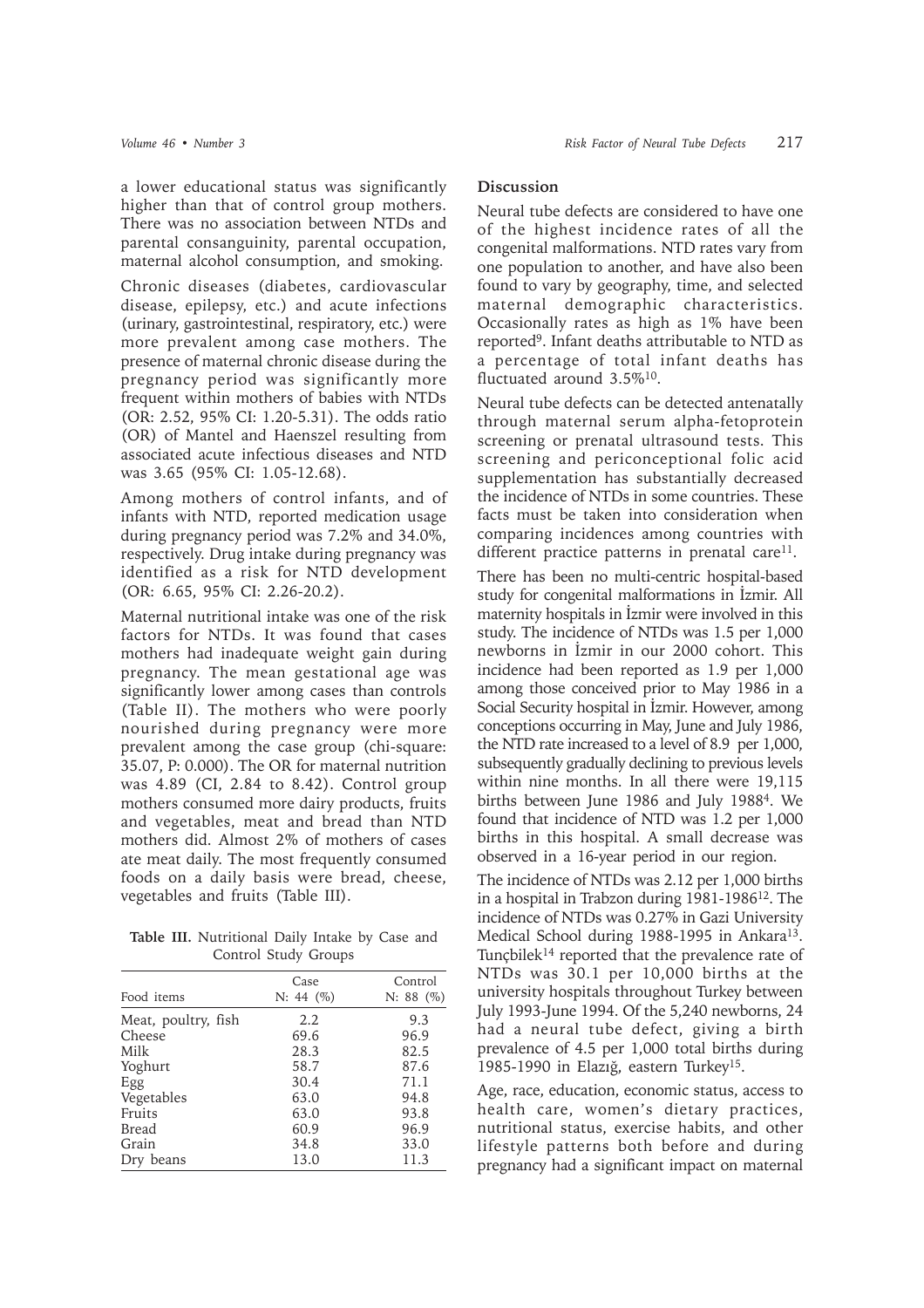a lower educational status was significantly higher than that of control group mothers. There was no association between NTDs and parental consanguinity, parental occupation, maternal alcohol consumption, and smoking.

Chronic diseases (diabetes, cardiovascular disease, epilepsy, etc.) and acute infections (urinary, gastrointestinal, respiratory, etc.) were more prevalent among case mothers. The presence of maternal chronic disease during the pregnancy period was significantly more frequent within mothers of babies with NTDs (OR: 2.52, 95% CI: 1.20-5.31). The odds ratio (OR) of Mantel and Haenszel resulting from associated acute infectious diseases and NTD was 3.65 (95% CI: 1.05-12.68).

Among mothers of control infants, and of infants with NTD, reported medication usage during pregnancy period was 7.2% and 34.0%, respectively. Drug intake during pregnancy was identified as a risk for NTD development (OR: 6.65, 95% CI: 2.26-20.2).

Maternal nutritional intake was one of the risk factors for NTDs. It was found that cases mothers had inadequate weight gain during pregnancy. The mean gestational age was significantly lower among cases than controls (Table II). The mothers who were poorly nourished during pregnancy were more prevalent among the case group (chi-square: 35.07, P: 0.000). The OR for maternal nutrition was 4.89 (CI, 2.84 to 8.42). Control group mothers consumed more dairy products, fruits and vegetables, meat and bread than NTD mothers did. Almost 2% of mothers of cases ate meat daily. The most frequently consumed foods on a daily basis were bread, cheese, vegetables and fruits (Table III).

**Table III.** Nutritional Daily Intake by Case and Control Study Groups

| Food items | Case N: 44 (%) | Control N: 88 (%) |
|---|---|---|
| Meat, poultry, fish | 2.2 | 9.3 |
| Cheese | 69.6 | 96.9 |
| Milk | 28.3 | 82.5 |
| Yoghurt | 58.7 | 87.6 |
| Egg | 30.4 | 71.1 |
| Vegetables | 63.0 | 94.8 |
| Fruits | 63.0 | 93.8 |
| Bread | 60.9 | 96.9 |
| Grain | 34.8 | 33.0 |
| Dry beans | 13.0 | 11.3 |

## Discussion

Neural tube defects are considered to have one of the highest incidence rates of all the congenital malformations. NTD rates vary from one population to another, and have also been found to vary by geography, time, and selected maternal demographic characteristics. Occasionally rates as high as 1% have been reported[9]. Infant deaths attributable to NTD as a percentage of total infant deaths has fluctuated around 3.5%[10].

Neural tube defects can be detected antenatally through maternal serum alpha-fetoprotein screening or prenatal ultrasound tests. This screening and periconceptional folic acid supplementation has substantially decreased the incidence of NTDs in some countries. These facts must be taken into consideration when comparing incidences among countries with different practice patterns in prenatal care[11].

There has been no multi-centric hospital-based study for congenital malformations in İzmir. All maternity hospitals in İzmir were involved in this study. The incidence of NTDs was 1.5 per 1,000 newborns in İzmir in our 2000 cohort. This incidence had been reported as 1.9 per 1,000 among those conceived prior to May 1986 in a Social Security hospital in İzmir. However, among conceptions occurring in May, June and July 1986, the NTD rate increased to a level of 8.9 per 1,000, subsequently gradually declining to previous levels within nine months. In all there were 19,115 births between June 1986 and July 1988[4]. We found that incidence of NTD was 1.2 per 1,000 births in this hospital. A small decrease was observed in a 16-year period in our region.

The incidence of NTDs was 2.12 per 1,000 births in a hospital in Trabzon during 1981-1986[12]. The incidence of NTDs was 0.27% in Gazi University Medical School during 1988-1995 in Ankara[13]. Tunçbilek[14] reported that the prevalence rate of NTDs was 30.1 per 10,000 births at the university hospitals throughout Turkey between July 1993-June 1994. Of the 5,240 newborns, 24 had a neural tube defect, giving a birth prevalence of 4.5 per 1,000 total births during 1985-1990 in Elazığ, eastern Turkey[15].

Age, race, education, economic status, access to health care, women's dietary practices, nutritional status, exercise habits, and other lifestyle patterns both before and during pregnancy had a significant impact on maternal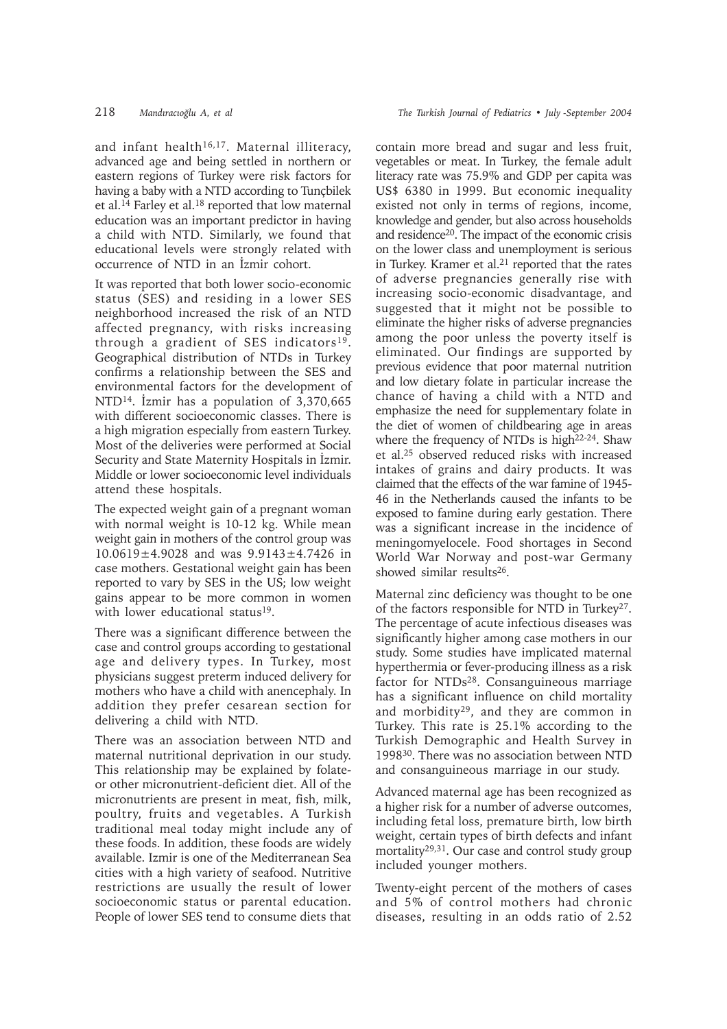and infant health[16,17]. Maternal illiteracy, advanced age and being settled in northern or eastern regions of Turkey were risk factors for having a baby with a NTD according to Tunçbilek et al.[14] Farley et al.[18] reported that low maternal education was an important predictor in having a child with NTD. Similarly, we found that educational levels were strongly related with occurrence of NTD in an İzmir cohort.

It was reported that both lower socio-economic status (SES) and residing in a lower SES neighborhood increased the risk of an NTD affected pregnancy, with risks increasing through a gradient of SES indicators[19]. Geographical distribution of NTDs in Turkey confirms a relationship between the SES and environmental factors for the development of NTD[14]. İzmir has a population of 3,370,665 with different socioeconomic classes. There is a high migration especially from eastern Turkey. Most of the deliveries were performed at Social Security and State Maternity Hospitals in İzmir. Middle or lower socioeconomic level individuals attend these hospitals.

The expected weight gain of a pregnant woman with normal weight is 10-12 kg. While mean weight gain in mothers of the control group was $10.0619 \pm 4.9028$ and was $9.9143 \pm 4.7426$ in case mothers. Gestational weight gain has been reported to vary by SES in the US; low weight gains appear to be more common in women with lower educational status[19].

There was a significant difference between the case and control groups according to gestational age and delivery types. In Turkey, most physicians suggest preterm induced delivery for mothers who have a child with anencephaly. In addition they prefer cesarean section for delivering a child with NTD.

There was an association between NTD and maternal nutritional deprivation in our study. This relationship may be explained by folate- or other micronutrient-deficient diet. All of the micronutrients are present in meat, fish, milk, poultry, fruits and vegetables. A Turkish traditional meal today might include any of these foods. In addition, these foods are widely available. Izmir is one of the Mediterranean Sea cities with a high variety of seafood. Nutritive restrictions are usually the result of lower socioeconomic status or parental education. People of lower SES tend to consume diets that contain more bread and sugar and less fruit, vegetables or meat. In Turkey, the female adult literacy rate was 75.9% and GDP per capita was US$ 6380 in 1999. But economic inequality existed not only in terms of regions, income, knowledge and gender, but also across households and residence[20]. The impact of the economic crisis on the lower class and unemployment is serious in Turkey. Kramer et al.[21] reported that the rates of adverse pregnancies generally rise with increasing socio-economic disadvantage, and suggested that it might not be possible to eliminate the higher risks of adverse pregnancies among the poor unless the poverty itself is eliminated. Our findings are supported by previous evidence that poor maternal nutrition and low dietary folate in particular increase the chance of having a child with a NTD and emphasize the need for supplementary folate in the diet of women of childbearing age in areas where the frequency of NTDs is high[22-24]. Shaw et al.[25] observed reduced risks with increased intakes of grains and dairy products. It was claimed that the effects of the war famine of 1945-46 in the Netherlands caused the infants to be exposed to famine during early gestation. There was a significant increase in the incidence of meningomyelocele. Food shortages in Second World War Norway and post-war Germany showed similar results[26].

Maternal zinc deficiency was thought to be one of the factors responsible for NTD in Turkey[27]. The percentage of acute infectious diseases was significantly higher among case mothers in our study. Some studies have implicated maternal hyperthermia or fever-producing illness as a risk factor for NTDs[28]. Consanguineous marriage has a significant influence on child mortality and morbidity[29], and they are common in Turkey. This rate is 25.1% according to the Turkish Demographic and Health Survey in 1998[30]. There was no association between NTD and consanguineous marriage in our study.

Advanced maternal age has been recognized as a higher risk for a number of adverse outcomes, including fetal loss, premature birth, low birth weight, certain types of birth defects and infant mortality[29,31]. Our case and control study group included younger mothers.

Twenty-eight percent of the mothers of cases and 5% of control mothers had chronic diseases, resulting in an odds ratio of 2.52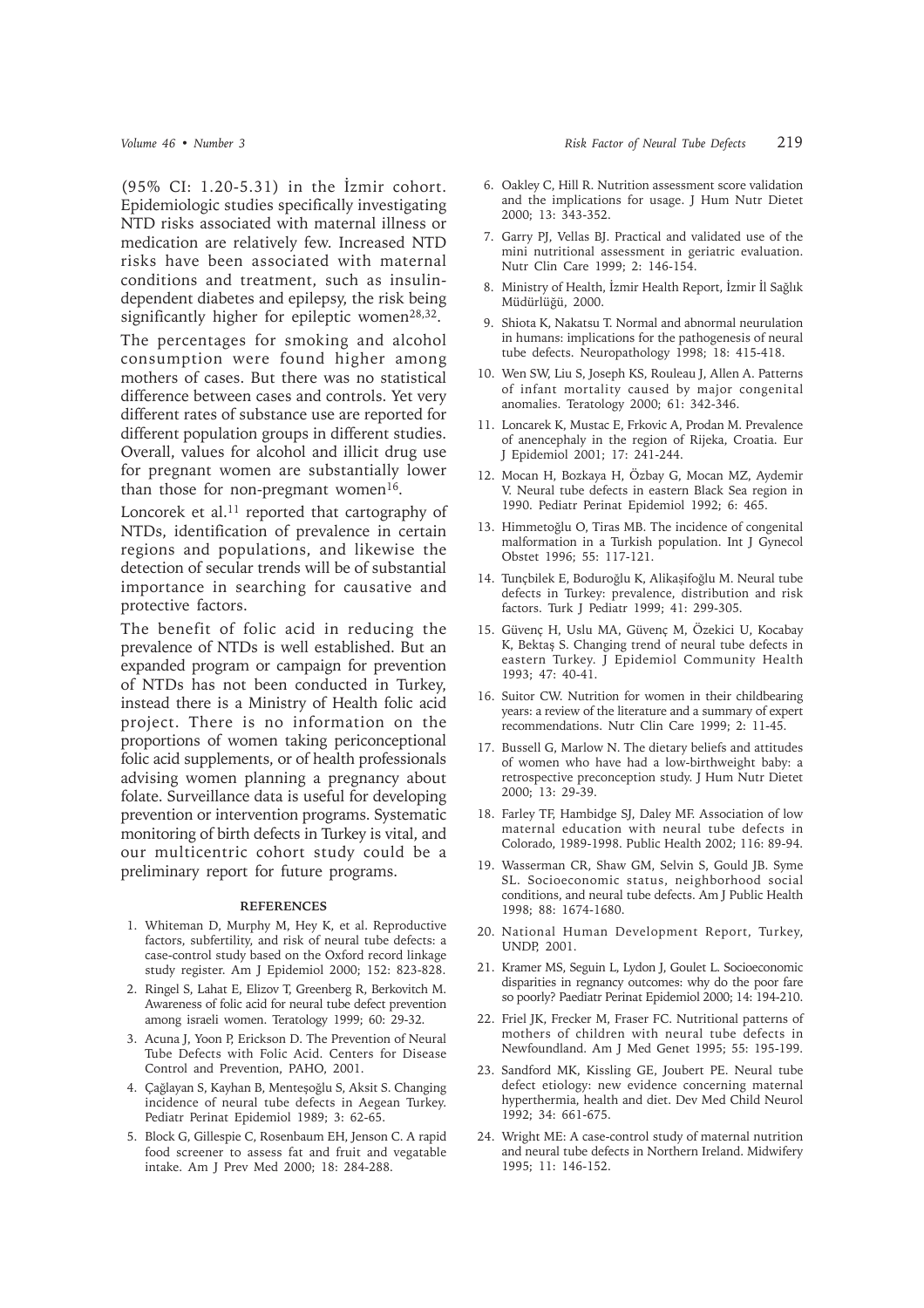(95% CI: 1.20-5.31) in the İzmir cohort. Epidemiologic studies specifically investigating NTD risks associated with maternal illness or medication are relatively few. Increased NTD risks have been associated with maternal conditions and treatment, such as insulin-dependent diabetes and epilepsy, the risk being significantly higher for epileptic women[28,32].

The percentages for smoking and alcohol consumption were found higher among mothers of cases. But there was no statistical difference between cases and controls. Yet very different rates of substance use are reported for different population groups in different studies. Overall, values for alcohol and illicit drug use for pregnant women are substantially lower than those for non-pregmant women[16].

Loncorek et al.[11] reported that cartography of NTDs, identification of prevalence in certain regions and populations, and likewise the detection of secular trends will be of substantial importance in searching for causative and protective factors.

The benefit of folic acid in reducing the prevalence of NTDs is well established. But an expanded program or campaign for prevention of NTDs has not been conducted in Turkey, instead there is a Ministry of Health folic acid project. There is no information on the proportions of women taking periconceptional folic acid supplements, or of health professionals advising women planning a pregnancy about folate. Surveillance data is useful for developing prevention or intervention programs. Systematic monitoring of birth defects in Turkey is vital, and our multicentric cohort study could be a preliminary report for future programs.

## REFERENCES

1. Whiteman D, Murphy M, Hey K, et al. Reproductive factors, subfertility, and risk of neural tube defects: a case-control study based on the Oxford record linkage study register. Am J Epidemiol 2000; 152: 823-828.
2. Ringel S, Lahat E, Elizov T, Greenberg R, Berkovitch M. Awareness of folic acid for neural tube defect prevention among israeli women. Teratology 1999; 60: 29-32.
3. Acuna J, Yoon P, Erickson D. The Prevention of Neural Tube Defects with Folic Acid. Centers for Disease Control and Prevention, PAHO, 2001.
4. Çağlayan S, Kayhan B, Menteşoğlu S, Aksit S. Changing incidence of neural tube defects in Aegean Turkey. Pediatr Perinat Epidemiol 1989; 3: 62-65.
5. Block G, Gillespie C, Rosenbaum EH, Jenson C. A rapid food screener to assess fat and fruit and vegatable intake. Am J Prev Med 2000; 18: 284-288.
6. Oakley C, Hill R. Nutrition assessment score validation and the implications for usage. J Hum Nutr Dietet 2000; 13: 343-352.
7. Garry PJ, Vellas BJ. Practical and validated use of the mini nutritional assessment in geriatric evaluation. Nutr Clin Care 1999; 2: 146-154.
8. Ministry of Health, İzmir Health Report, İzmir İl Sağlık Müdürlüğü, 2000.
9. Shiota K, Nakatsu T. Normal and abnormal neurulation in humans: implications for the pathogenesis of neural tube defects. Neuropathology 1998; 18: 415-418.
10. Wen SW, Liu S, Joseph KS, Rouleau J, Allen A. Patterns of infant mortality caused by major congenital anomalies. Teratology 2000; 61: 342-346.
11. Loncarek K, Mustac E, Frkovic A, Prodan M. Prevalence of anencephaly in the region of Rijeka, Croatia. Eur J Epidemiol 2001; 17: 241-244.
12. Mocan H, Bozkaya H, Özbay G, Mocan MZ, Aydemir V. Neural tube defects in eastern Black Sea region in 1990. Pediatr Perinat Epidemiol 1992; 6: 465.
13. Himmetoğlu O, Tiras MB. The incidence of congenital malformation in a Turkish population. Int J Gynecol Obstet 1996; 55: 117-121.
14. Tunçbilek E, Boduroğlu K, Alikaşifoğlu M. Neural tube defects in Turkey: prevalence, distribution and risk factors. Turk J Pediatr 1999; 41: 299-305.
15. Güvenç H, Uslu MA, Güvenç M, Özekici U, Kocabay K, Bektaş S. Changing trend of neural tube defects in eastern Turkey. J Epidemiol Community Health 1993; 47: 40-41.
16. Suitor CW. Nutrition for women in their childbearing years: a review of the literature and a summary of expert recommendations. Nutr Clin Care 1999; 2: 11-45.
17. Bussell G, Marlow N. The dietary beliefs and attitudes of women who have had a low-birthweight baby: a retrospective preconception study. J Hum Nutr Dietet 2000; 13: 29-39.
18. Farley TF, Hambidge SJ, Daley MF. Association of low maternal education with neural tube defects in Colorado, 1989-1998. Public Health 2002; 116: 89-94.
19. Wasserman CR, Shaw GM, Selvin S, Gould JB. Syme SL. Socioeconomic status, neighborhood social conditions, and neural tube defects. Am J Public Health 1998; 88: 1674-1680.
20. National Human Development Report, Turkey, UNDP, 2001.
21. Kramer MS, Seguin L, Lydon J, Goulet L. Socioeconomic disparities in regnancy outcomes: why do the poor fare so poorly? Paediatr Perinat Epidemiol 2000; 14: 194-210.
22. Friel JK, Frecker M, Fraser FC. Nutritional patterns of mothers of children with neural tube defects in Newfoundland. Am J Med Genet 1995; 55: 195-199.
23. Sandford MK, Kissling GE, Joubert PE. Neural tube defect etiology: new evidence concerning maternal hyperthermia, health and diet. Dev Med Child Neurol 1992; 34: 661-675.
24. Wright ME: A case-control study of maternal nutrition and neural tube defects in Northern Ireland. Midwifery 1995; 11: 146-152.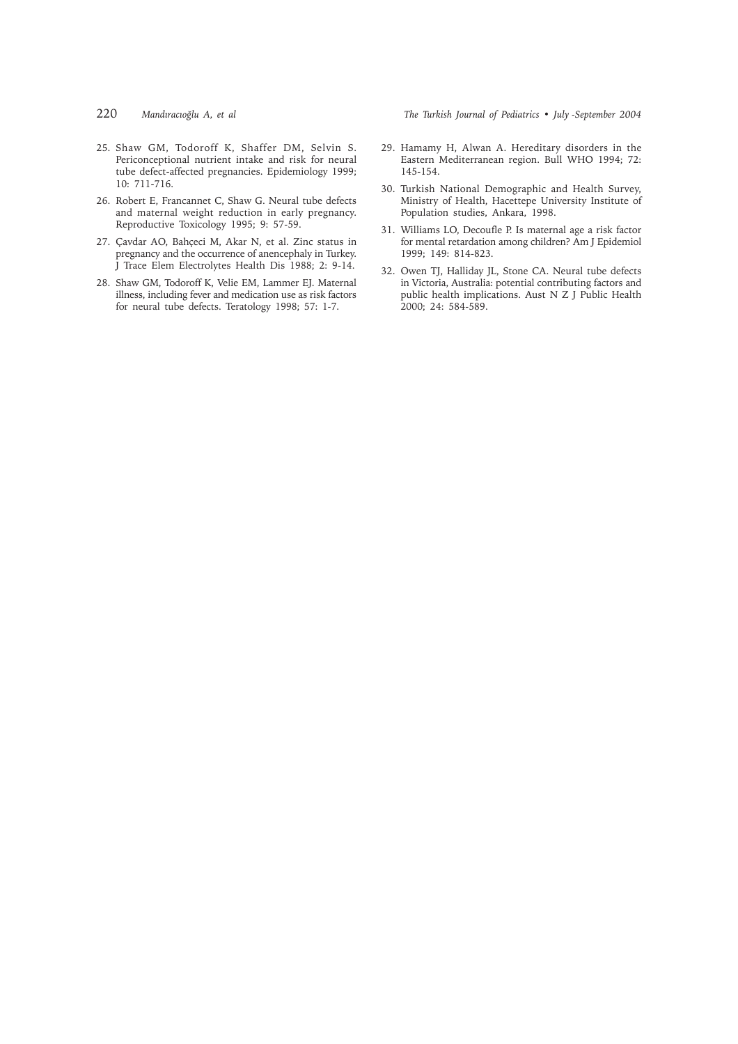25. Shaw GM, Todoroff K, Shaffer DM, Selvin S. Periconceptional nutrient intake and risk for neural tube defect-affected pregnancies. Epidemiology 1999; 10: 711-716.

26. Robert E, Francannet C, Shaw G. Neural tube defects and maternal weight reduction in early pregnancy. Reproductive Toxicology 1995; 9: 57-59.

27. Çavdar AO, Bahçeci M, Akar N, et al. Zinc status in pregnancy and the occurrence of anencephaly in Turkey. J Trace Elem Electrolytes Health Dis 1988; 2: 9-14.

28. Shaw GM, Todoroff K, Velie EM, Lammer EJ. Maternal illness, including fever and medication use as risk factors for neural tube defects. Teratology 1998; 57: 1-7.

29. Hamamy H, Alwan A. Hereditary disorders in the Eastern Mediterranean region. Bull WHO 1994; 72: 145-154.

30. Turkish National Demographic and Health Survey, Ministry of Health, Hacettepe University Institute of Population studies, Ankara, 1998.

31. Williams LO, Decoufle P. Is maternal age a risk factor for mental retardation among children? Am J Epidemiol 1999; 149: 814-823.

32. Owen TJ, Halliday JL, Stone CA. Neural tube defects in Victoria, Australia: potential contributing factors and public health implications. Aust N Z J Public Health 2000; 24: 584-589.